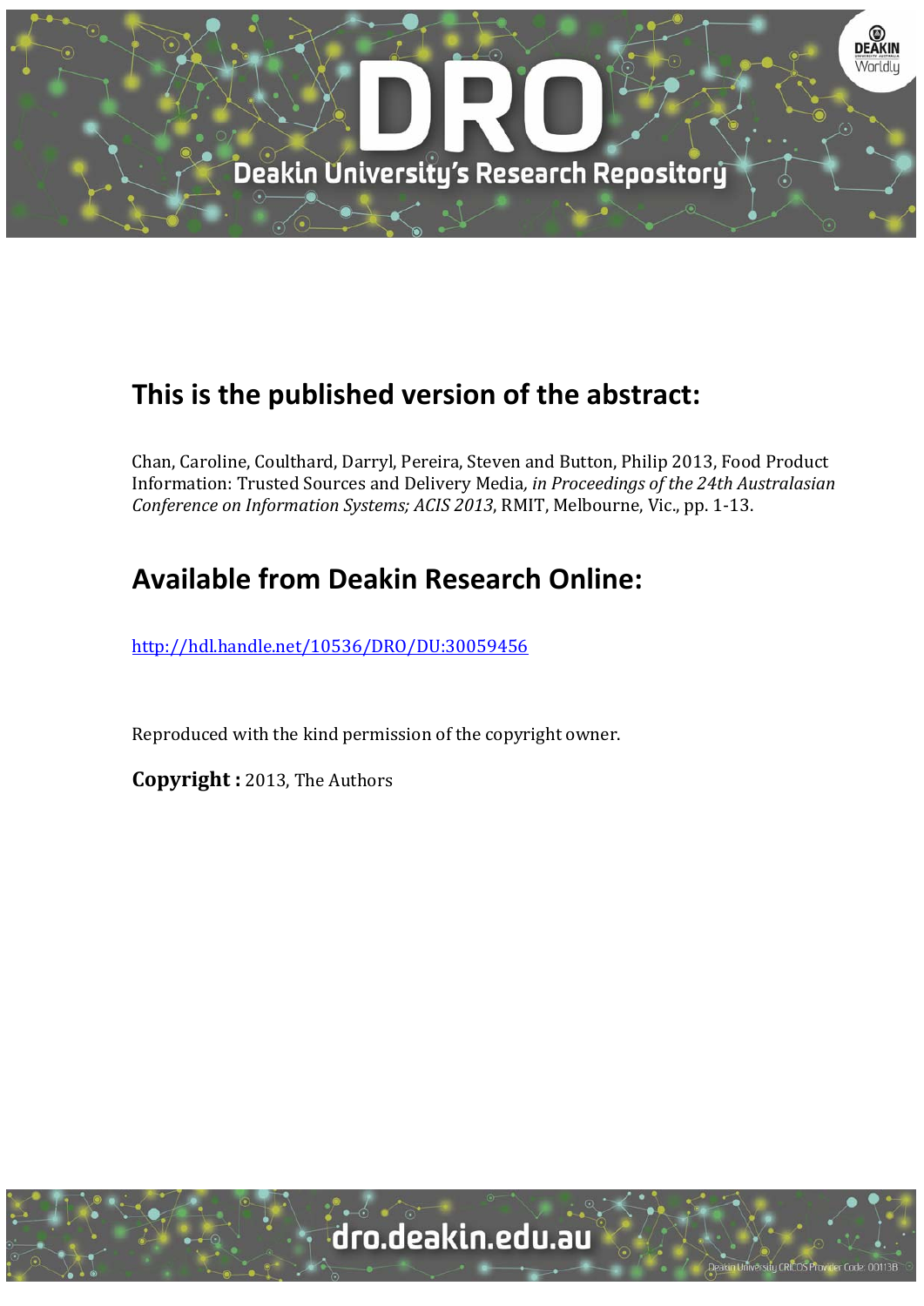# This is the published version of the abstract:

Chan, Caroline, Coulthard, Darryl, Pereira, Steven and Button, Philip 2013, Food Product Information: Trusted Sources and Delivery Media*, in Proceedings of the 24th Australasian Conference on Information Systems; ACIS 2013*, RMIT, Melbourne, Vic., pp. 1-13.

# Available from Deakin Research Online:

http://hdl.handle.net/10536/DRO/DU:30059456

Reproduced with the kind permission of the copyright owner.

**Copyright :** 2013, The Authors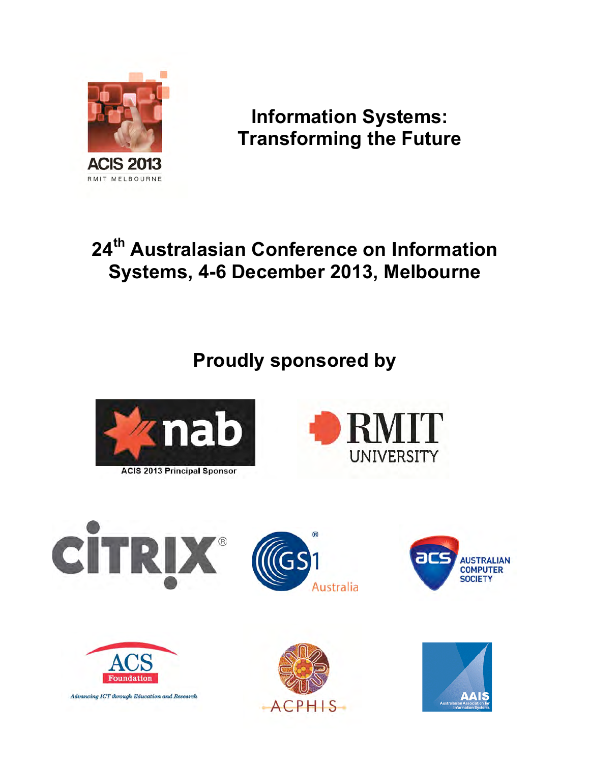ACIS 2013

RMIT MELBOURNE

# Information Systems: Transforming the Future

## 24th Australasian Conference on Information Systems, 4-6 December 2013, Melbourne

## Proudly sponsored by

nab

ACIS 2013 Principal Sponsor

RMIT UNIVERSITY

CITRIX®

GS1® Australia

acs AUSTRALIAN COMPUTER SOCIETY

ACS Foundation

*Advancing ICT through Education and Research*

ACPHIS

AAIS Australasian Association for Information Systems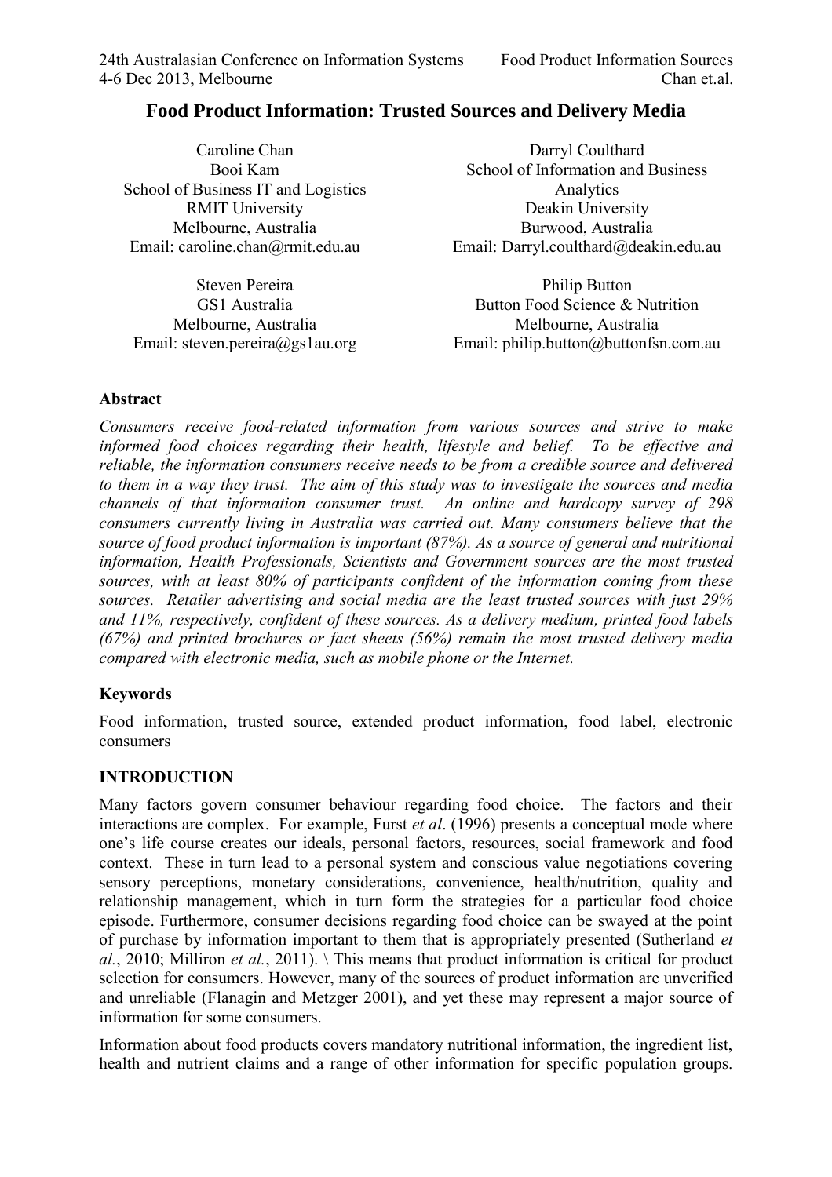# Food Product Information: Trusted Sources and Delivery Media

Caroline Chan
Booi Kam
School of Business IT and Logistics
RMIT University
Melbourne, Australia
Email: caroline.chan@rmit.edu.au

Darryl Coulthard
School of Information and Business Analytics
Deakin University
Burwood, Australia
Email: Darryl.coulthard@deakin.edu.au

Steven Pereira
GS1 Australia
Melbourne, Australia
Email: steven.pereira@gs1au.org

Philip Button
Button Food Science & Nutrition
Melbourne, Australia
Email: philip.button@buttonfsn.com.au

## Abstract

*Consumers receive food-related information from various sources and strive to make informed food choices regarding their health, lifestyle and belief. To be effective and reliable, the information consumers receive needs to be from a credible source and delivered to them in a way they trust. The aim of this study was to investigate the sources and media channels of that information consumer trust. An online and hardcopy survey of 298 consumers currently living in Australia was carried out. Many consumers believe that the source of food product information is important (87%). As a source of general and nutritional information, Health Professionals, Scientists and Government sources are the most trusted sources, with at least 80% of participants confident of the information coming from these sources. Retailer advertising and social media are the least trusted sources with just 29% and 11%, respectively, confident of these sources. As a delivery medium, printed food labels (67%) and printed brochures or fact sheets (56%) remain the most trusted delivery media compared with electronic media, such as mobile phone or the Internet.*

## Keywords

Food information, trusted source, extended product information, food label, electronic consumers

## INTRODUCTION

Many factors govern consumer behaviour regarding food choice. The factors and their interactions are complex. For example, Furst *et al*. (1996) presents a conceptual mode where one's life course creates our ideals, personal factors, resources, social framework and food context. These in turn lead to a personal system and conscious value negotiations covering sensory perceptions, monetary considerations, convenience, health/nutrition, quality and relationship management, which in turn form the strategies for a particular food choice episode. Furthermore, consumer decisions regarding food choice can be swayed at the point of purchase by information important to them that is appropriately presented (Sutherland *et al.*, 2010; Milliron *et al.*, 2011). \ This means that product information is critical for product selection for consumers. However, many of the sources of product information are unverified and unreliable (Flanagin and Metzger 2001), and yet these may represent a major source of information for some consumers.

Information about food products covers mandatory nutritional information, the ingredient list, health and nutrient claims and a range of other information for specific population groups.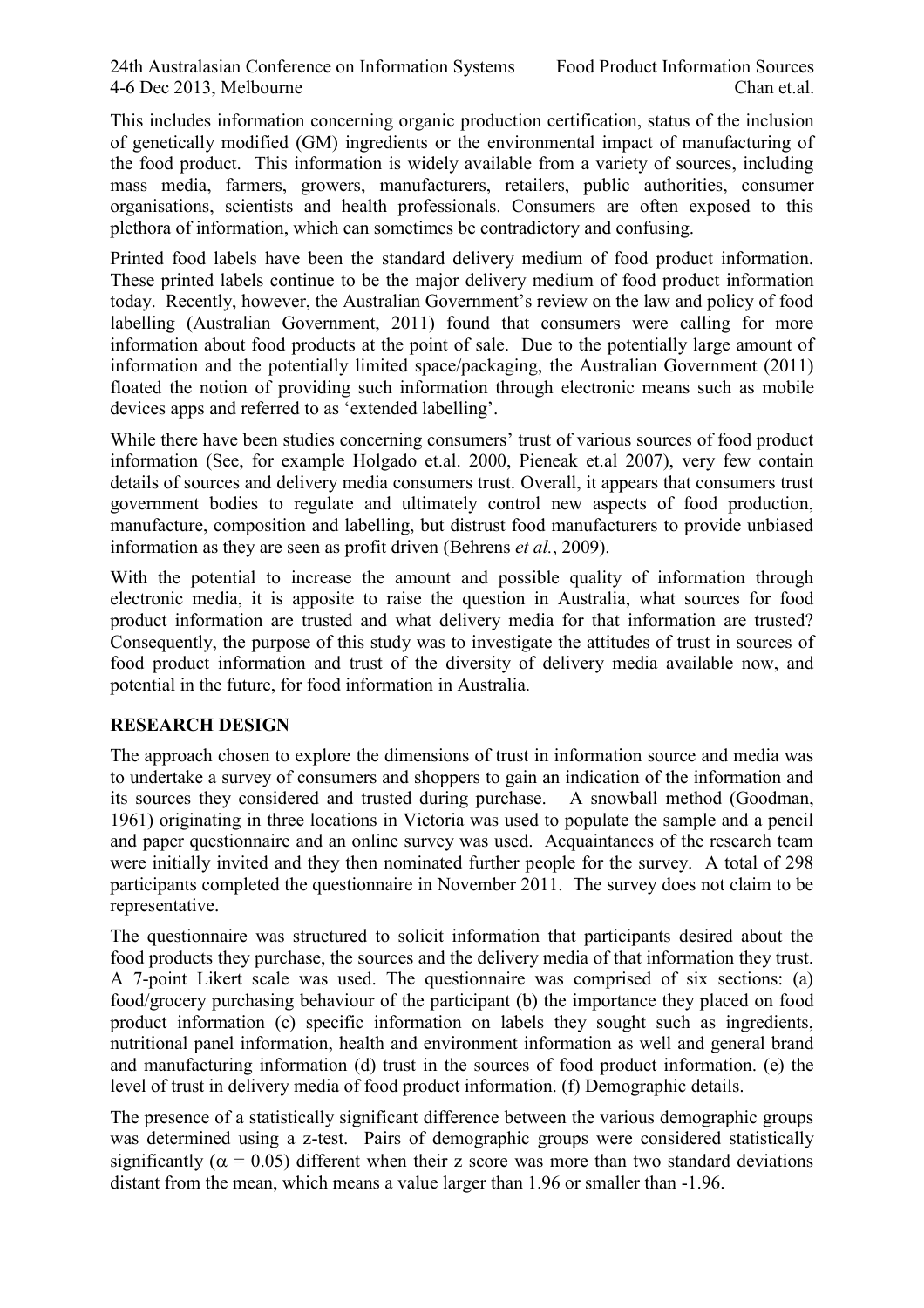This includes information concerning organic production certification, status of the inclusion of genetically modified (GM) ingredients or the environmental impact of manufacturing of the food product. This information is widely available from a variety of sources, including mass media, farmers, growers, manufacturers, retailers, public authorities, consumer organisations, scientists and health professionals. Consumers are often exposed to this plethora of information, which can sometimes be contradictory and confusing.

Printed food labels have been the standard delivery medium of food product information. These printed labels continue to be the major delivery medium of food product information today. Recently, however, the Australian Government's review on the law and policy of food labelling (Australian Government, 2011) found that consumers were calling for more information about food products at the point of sale. Due to the potentially large amount of information and the potentially limited space/packaging, the Australian Government (2011) floated the notion of providing such information through electronic means such as mobile devices apps and referred to as 'extended labelling'.

While there have been studies concerning consumers' trust of various sources of food product information (See, for example Holgado et.al. 2000, Pieneak et.al 2007), very few contain details of sources and delivery media consumers trust. Overall, it appears that consumers trust government bodies to regulate and ultimately control new aspects of food production, manufacture, composition and labelling, but distrust food manufacturers to provide unbiased information as they are seen as profit driven (Behrens *et al.*, 2009).

With the potential to increase the amount and possible quality of information through electronic media, it is apposite to raise the question in Australia, what sources for food product information are trusted and what delivery media for that information are trusted? Consequently, the purpose of this study was to investigate the attitudes of trust in sources of food product information and trust of the diversity of delivery media available now, and potential in the future, for food information in Australia.

## RESEARCH DESIGN

The approach chosen to explore the dimensions of trust in information source and media was to undertake a survey of consumers and shoppers to gain an indication of the information and its sources they considered and trusted during purchase. A snowball method (Goodman, 1961) originating in three locations in Victoria was used to populate the sample and a pencil and paper questionnaire and an online survey was used. Acquaintances of the research team were initially invited and they then nominated further people for the survey. A total of 298 participants completed the questionnaire in November 2011. The survey does not claim to be representative.

The questionnaire was structured to solicit information that participants desired about the food products they purchase, the sources and the delivery media of that information they trust. A 7-point Likert scale was used. The questionnaire was comprised of six sections: (a) food/grocery purchasing behaviour of the participant (b) the importance they placed on food product information (c) specific information on labels they sought such as ingredients, nutritional panel information, health and environment information as well and general brand and manufacturing information (d) trust in the sources of food product information. (e) the level of trust in delivery media of food product information. (f) Demographic details.

The presence of a statistically significant difference between the various demographic groups was determined using a z-test. Pairs of demographic groups were considered statistically significantly ($\alpha = 0.05$) different when their z score was more than two standard deviations distant from the mean, which means a value larger than 1.96 or smaller than -1.96.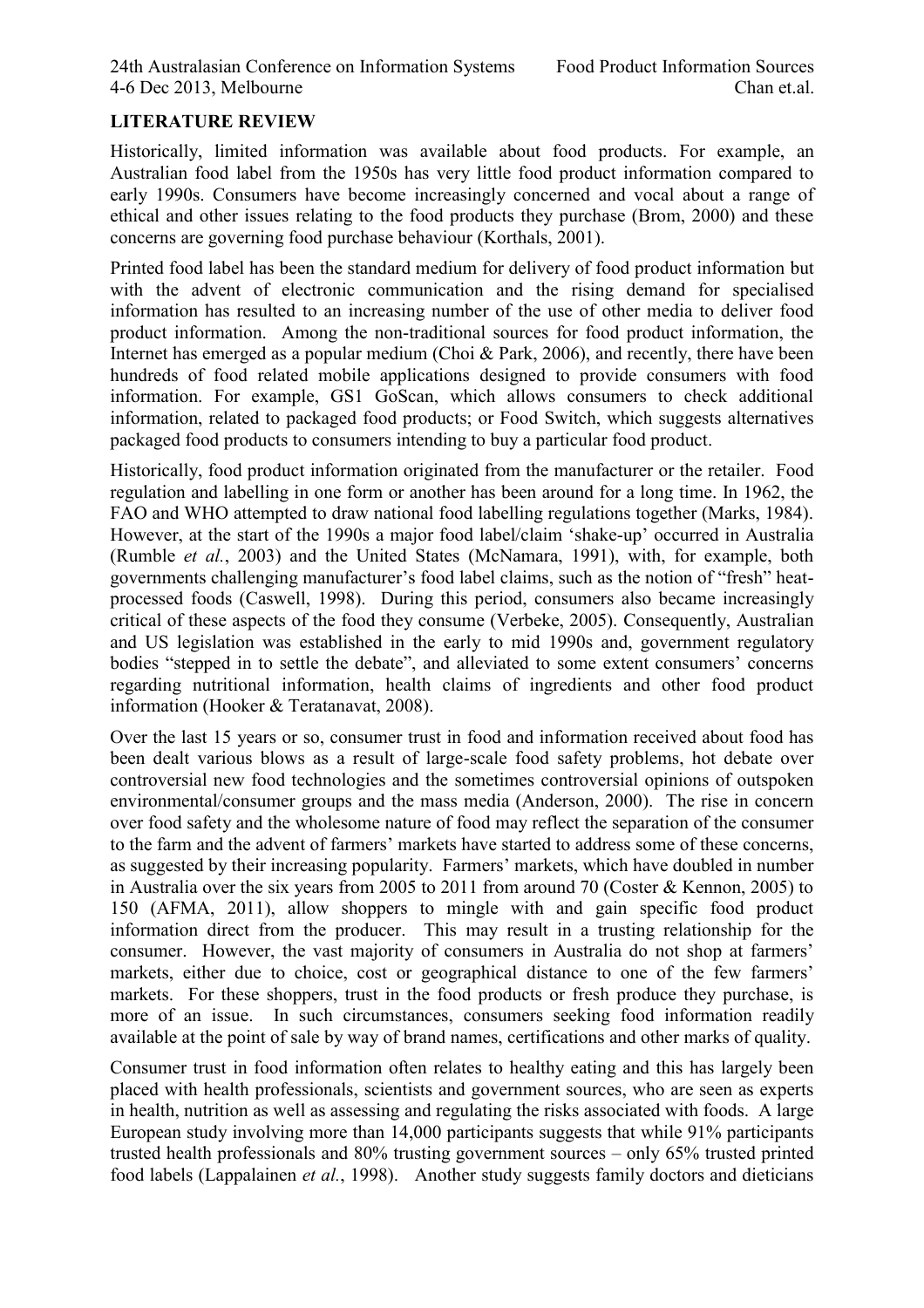## LITERATURE REVIEW

Historically, limited information was available about food products. For example, an Australian food label from the 1950s has very little food product information compared to early 1990s. Consumers have become increasingly concerned and vocal about a range of ethical and other issues relating to the food products they purchase (Brom, 2000) and these concerns are governing food purchase behaviour (Korthals, 2001).

Printed food label has been the standard medium for delivery of food product information but with the advent of electronic communication and the rising demand for specialised information has resulted to an increasing number of the use of other media to deliver food product information. Among the non-traditional sources for food product information, the Internet has emerged as a popular medium (Choi & Park, 2006), and recently, there have been hundreds of food related mobile applications designed to provide consumers with food information. For example, GS1 GoScan, which allows consumers to check additional information, related to packaged food products; or Food Switch, which suggests alternatives packaged food products to consumers intending to buy a particular food product.

Historically, food product information originated from the manufacturer or the retailer. Food regulation and labelling in one form or another has been around for a long time. In 1962, the FAO and WHO attempted to draw national food labelling regulations together (Marks, 1984). However, at the start of the 1990s a major food label/claim 'shake-up' occurred in Australia (Rumble *et al.*, 2003) and the United States (McNamara, 1991), with, for example, both governments challenging manufacturer's food label claims, such as the notion of "fresh" heat-processed foods (Caswell, 1998). During this period, consumers also became increasingly critical of these aspects of the food they consume (Verbeke, 2005). Consequently, Australian and US legislation was established in the early to mid 1990s and, government regulatory bodies "stepped in to settle the debate", and alleviated to some extent consumers' concerns regarding nutritional information, health claims of ingredients and other food product information (Hooker & Teratanavat, 2008).

Over the last 15 years or so, consumer trust in food and information received about food has been dealt various blows as a result of large-scale food safety problems, hot debate over controversial new food technologies and the sometimes controversial opinions of outspoken environmental/consumer groups and the mass media (Anderson, 2000). The rise in concern over food safety and the wholesome nature of food may reflect the separation of the consumer to the farm and the advent of farmers' markets have started to address some of these concerns, as suggested by their increasing popularity. Farmers' markets, which have doubled in number in Australia over the six years from 2005 to 2011 from around 70 (Coster & Kennon, 2005) to 150 (AFMA, 2011), allow shoppers to mingle with and gain specific food product information direct from the producer. This may result in a trusting relationship for the consumer. However, the vast majority of consumers in Australia do not shop at farmers' markets, either due to choice, cost or geographical distance to one of the few farmers' markets. For these shoppers, trust in the food products or fresh produce they purchase, is more of an issue. In such circumstances, consumers seeking food information readily available at the point of sale by way of brand names, certifications and other marks of quality.

Consumer trust in food information often relates to healthy eating and this has largely been placed with health professionals, scientists and government sources, who are seen as experts in health, nutrition as well as assessing and regulating the risks associated with foods. A large European study involving more than 14,000 participants suggests that while 91% participants trusted health professionals and 80% trusting government sources – only 65% trusted printed food labels (Lappalainen *et al.*, 1998). Another study suggests family doctors and dieticians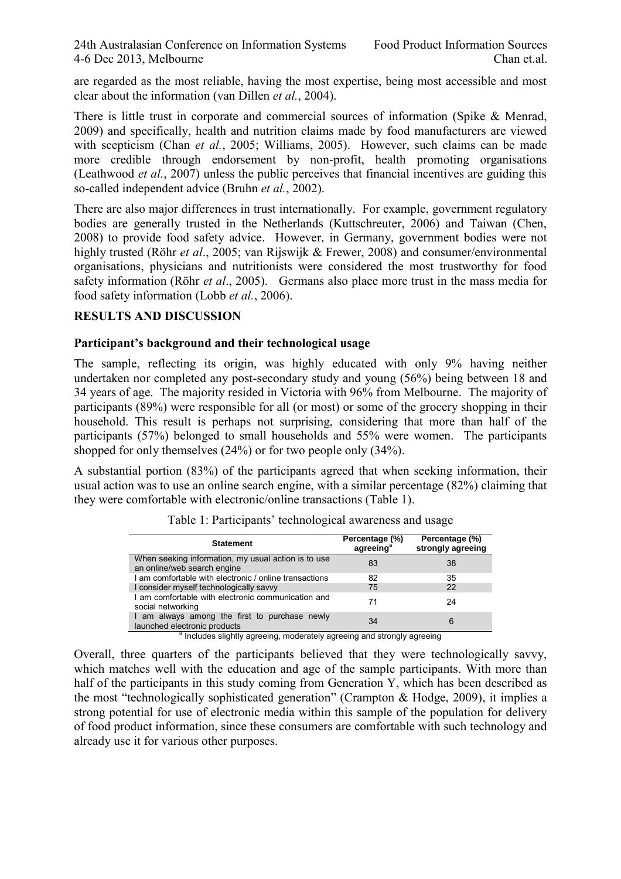are regarded as the most reliable, having the most expertise, being most accessible and most clear about the information (van Dillen *et al.*, 2004).

There is little trust in corporate and commercial sources of information (Spike & Menrad, 2009) and specifically, health and nutrition claims made by food manufacturers are viewed with scepticism (Chan *et al.*, 2005; Williams, 2005). However, such claims can be made more credible through endorsement by non-profit, health promoting organisations (Leathwood *et al.*, 2007) unless the public perceives that financial incentives are guiding this so-called independent advice (Bruhn *et al.*, 2002).

There are also major differences in trust internationally. For example, government regulatory bodies are generally trusted in the Netherlands (Kuttschreuter, 2006) and Taiwan (Chen, 2008) to provide food safety advice. However, in Germany, government bodies were not highly trusted (Röhr *et al*., 2005; van Rijswijk & Frewer, 2008) and consumer/environmental organisations, physicians and nutritionists were considered the most trustworthy for food safety information (Röhr *et al*., 2005). Germans also place more trust in the mass media for food safety information (Lobb *et al.*, 2006).

## RESULTS AND DISCUSSION

### Participant's background and their technological usage

The sample, reflecting its origin, was highly educated with only 9% having neither undertaken nor completed any post-secondary study and young (56%) being between 18 and 34 years of age. The majority resided in Victoria with 96% from Melbourne. The majority of participants (89%) were responsible for all (or most) or some of the grocery shopping in their household. This result is perhaps not surprising, considering that more than half of the participants (57%) belonged to small households and 55% were women. The participants shopped for only themselves (24%) or for two people only (34%).

A substantial portion (83%) of the participants agreed that when seeking information, their usual action was to use an online search engine, with a similar percentage (82%) claiming that they were comfortable with electronic/online transactions (Table 1).

Table 1: Participants' technological awareness and usage

| Statement | Percentage (%) agreeing[a] | Percentage (%) strongly agreeing |
|---|---|---|
| When seeking information, my usual action is to use an online/web search engine | 83 | 38 |
| I am comfortable with electronic / online transactions | 82 | 35 |
| I consider myself technologically savvy | 75 | 22 |
| I am comfortable with electronic communication and social networking | 71 | 24 |
| I am always among the first to purchase newly launched electronic products | 34 | 6 |

[a] Includes slightly agreeing, moderately agreeing and strongly agreeing

Overall, three quarters of the participants believed that they were technologically savvy, which matches well with the education and age of the sample participants. With more than half of the participants in this study coming from Generation Y, which has been described as the most "technologically sophisticated generation" (Crampton & Hodge, 2009), it implies a strong potential for use of electronic media within this sample of the population for delivery of food product information, since these consumers are comfortable with such technology and already use it for various other purposes.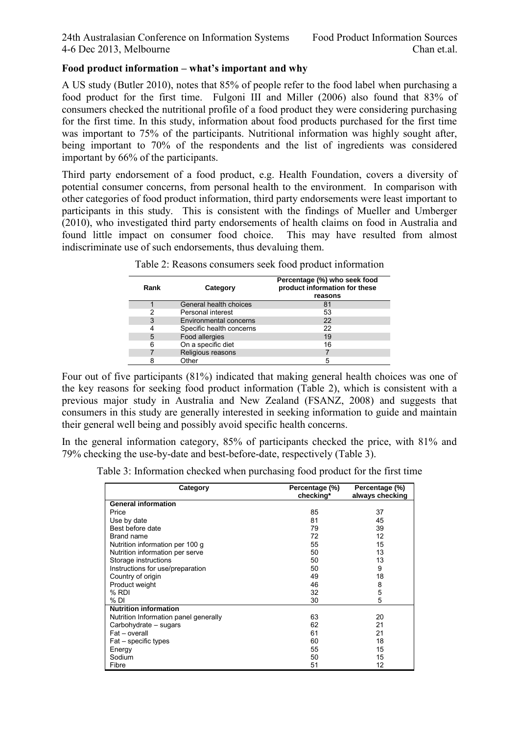**Food product information – what's important and why**

A US study (Butler 2010), notes that 85% of people refer to the food label when purchasing a food product for the first time. Fulgoni III and Miller (2006) also found that 83% of consumers checked the nutritional profile of a food product they were considering purchasing for the first time. In this study, information about food products purchased for the first time was important to 75% of the participants. Nutritional information was highly sought after, being important to 70% of the respondents and the list of ingredients was considered important by 66% of the participants.

Third party endorsement of a food product, e.g. Health Foundation, covers a diversity of potential consumer concerns, from personal health to the environment. In comparison with other categories of food product information, third party endorsements were least important to participants in this study. This is consistent with the findings of Mueller and Umberger (2010), who investigated third party endorsements of health claims on food in Australia and found little impact on consumer food choice. This may have resulted from almost indiscriminate use of such endorsements, thus devaluing them.

Table 2: Reasons consumers seek food product information

| Rank | Category | Percentage (%) who seek food product information for these reasons |
|---|---|---|
| 1 | General health choices | 81 |
| 2 | Personal interest | 53 |
| 3 | Environmental concerns | 22 |
| 4 | Specific health concerns | 22 |
| 5 | Food allergies | 19 |
| 6 | On a specific diet | 16 |
| 7 | Religious reasons | 7 |
| 8 | Other | 5 |

Four out of five participants (81%) indicated that making general health choices was one of the key reasons for seeking food product information (Table 2), which is consistent with a previous major study in Australia and New Zealand (FSANZ, 2008) and suggests that consumers in this study are generally interested in seeking information to guide and maintain their general well being and possibly avoid specific health concerns.

In the general information category, 85% of participants checked the price, with 81% and 79% checking the use-by-date and best-before-date, respectively (Table 3).

Table 3: Information checked when purchasing food product for the first time

| Category | Percentage (%) checking* | Percentage (%) always checking |
|---|---|---|
| **General information** | | |
| Price | 85 | 37 |
| Use by date | 81 | 45 |
| Best before date | 79 | 39 |
| Brand name | 72 | 12 |
| Nutrition information per 100 g | 55 | 15 |
| Nutrition information per serve | 50 | 13 |
| Storage instructions | 50 | 13 |
| Instructions for use/preparation | 50 | 9 |
| Country of origin | 49 | 18 |
| Product weight | 46 | 8 |
| % RDI | 32 | 5 |
| % DI | 30 | 5 |
| **Nutrition information** | | |
| Nutrition Information panel generally | 63 | 20 |
| Carbohydrate – sugars | 62 | 21 |
| Fat – overall | 61 | 21 |
| Fat – specific types | 60 | 18 |
| Energy | 55 | 15 |
| Sodium | 50 | 15 |
| Fibre | 51 | 12 |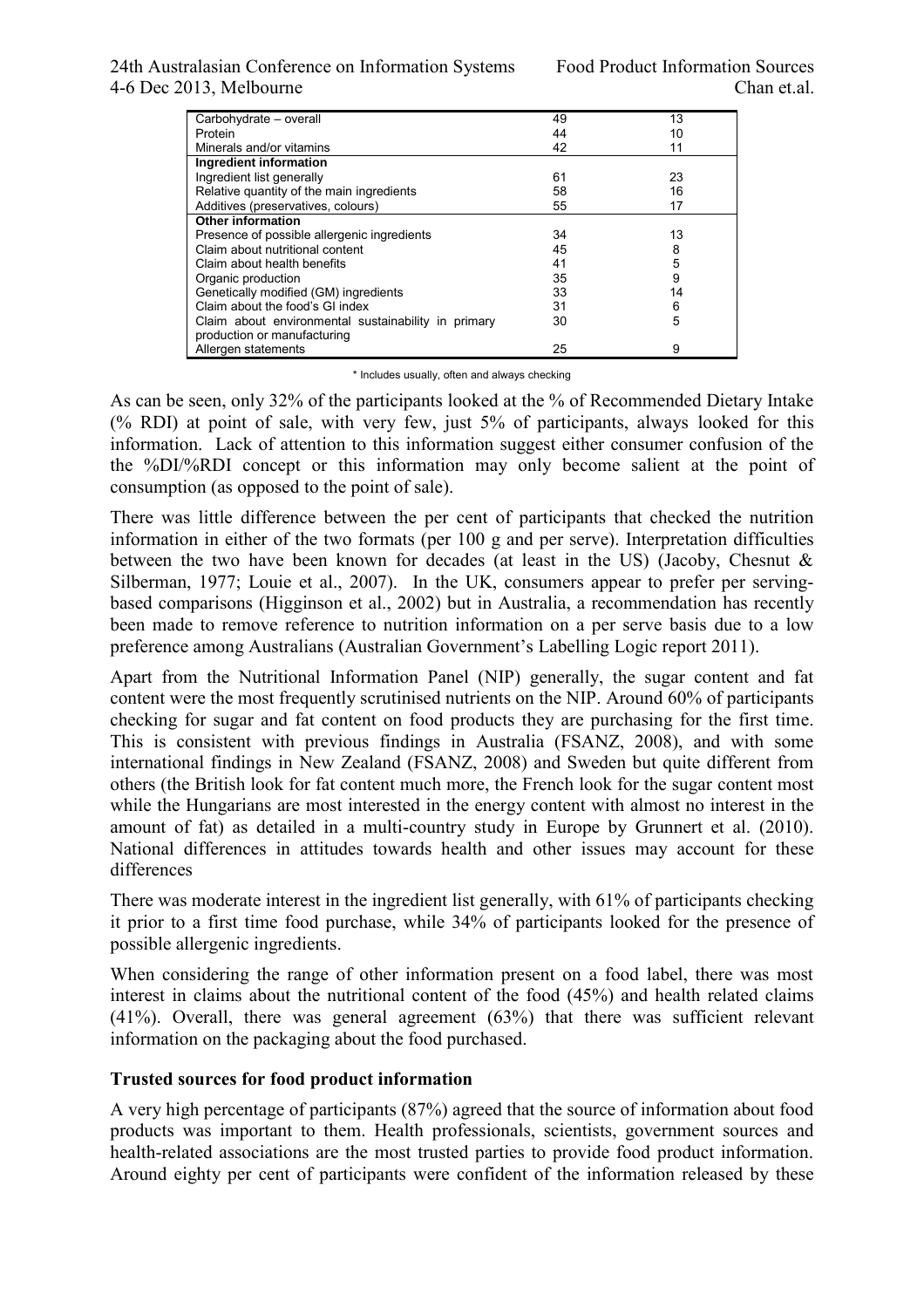| | | |
|---|---|---|
| Carbohydrate – overall | 49 | 13 |
| Protein | 44 | 10 |
| Minerals and/or vitamins | 42 | 11 |
| **Ingredient information** | | |
| Ingredient list generally | 61 | 23 |
| Relative quantity of the main ingredients | 58 | 16 |
| Additives (preservatives, colours) | 55 | 17 |
| **Other information** | | |
| Presence of possible allergenic ingredients | 34 | 13 |
| Claim about nutritional content | 45 | 8 |
| Claim about health benefits | 41 | 5 |
| Organic production | 35 | 9 |
| Genetically modified (GM) ingredients | 33 | 14 |
| Claim about the food's GI index | 31 | 6 |
| Claim about environmental sustainability in primary production or manufacturing | 30 | 5 |
| Allergen statements | 25 | 9 |

\* Includes usually, often and always checking

As can be seen, only 32% of the participants looked at the % of Recommended Dietary Intake (% RDI) at point of sale, with very few, just 5% of participants, always looked for this information. Lack of attention to this information suggest either consumer confusion of the the %DI/%RDI concept or this information may only become salient at the point of consumption (as opposed to the point of sale).

There was little difference between the per cent of participants that checked the nutrition information in either of the two formats (per 100 g and per serve). Interpretation difficulties between the two have been known for decades (at least in the US) (Jacoby, Chesnut & Silberman, 1977; Louie et al., 2007). In the UK, consumers appear to prefer per serving-based comparisons (Higginson et al., 2002) but in Australia, a recommendation has recently been made to remove reference to nutrition information on a per serve basis due to a low preference among Australians (Australian Government's Labelling Logic report 2011).

Apart from the Nutritional Information Panel (NIP) generally, the sugar content and fat content were the most frequently scrutinised nutrients on the NIP. Around 60% of participants checking for sugar and fat content on food products they are purchasing for the first time. This is consistent with previous findings in Australia (FSANZ, 2008), and with some international findings in New Zealand (FSANZ, 2008) and Sweden but quite different from others (the British look for fat content much more, the French look for the sugar content most while the Hungarians are most interested in the energy content with almost no interest in the amount of fat) as detailed in a multi-country study in Europe by Grunnert et al. (2010). National differences in attitudes towards health and other issues may account for these differences

There was moderate interest in the ingredient list generally, with 61% of participants checking it prior to a first time food purchase, while 34% of participants looked for the presence of possible allergenic ingredients.

When considering the range of other information present on a food label, there was most interest in claims about the nutritional content of the food (45%) and health related claims (41%). Overall, there was general agreement (63%) that there was sufficient relevant information on the packaging about the food purchased.

**Trusted sources for food product information**

A very high percentage of participants (87%) agreed that the source of information about food products was important to them. Health professionals, scientists, government sources and health-related associations are the most trusted parties to provide food product information. Around eighty per cent of participants were confident of the information released by these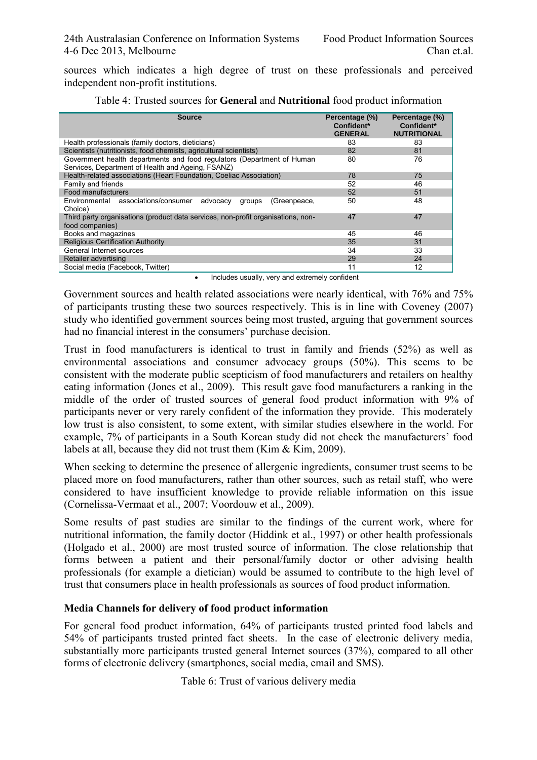sources which indicates a high degree of trust on these professionals and perceived independent non-profit institutions.

Table 4: Trusted sources for **General** and **Nutritional** food product information

| Source | Percentage (%) Confident* GENERAL | Percentage (%) Confident* NUTRITIONAL |
|---|---|---|
| Health professionals (family doctors, dieticians) | 83 | 83 |
| Scientists (nutritionists, food chemists, agricultural scientists) | 82 | 81 |
| Government health departments and food regulators (Department of Human Services, Department of Health and Ageing, FSANZ) | 80 | 76 |
| Health-related associations (Heart Foundation, Coeliac Association) | 78 | 75 |
| Family and friends | 52 | 46 |
| Food manufacturers | 52 | 51 |
| Environmental associations/consumer advocacy groups (Greenpeace, Choice) | 50 | 48 |
| Third party organisations (product data services, non-profit organisations, non-food companies) | 47 | 47 |
| Books and magazines | 45 | 46 |
| Religious Certification Authority | 35 | 31 |
| General Internet sources | 34 | 33 |
| Retailer advertising | 29 | 24 |
| Social media (Facebook, Twitter) | 11 | 12 |

- Includes usually, very and extremely confident

Government sources and health related associations were nearly identical, with 76% and 75% of participants trusting these two sources respectively. This is in line with Coveney (2007) study who identified government sources being most trusted, arguing that government sources had no financial interest in the consumers' purchase decision.

Trust in food manufacturers is identical to trust in family and friends (52%) as well as environmental associations and consumer advocacy groups (50%). This seems to be consistent with the moderate public scepticism of food manufacturers and retailers on healthy eating information (Jones et al., 2009). This result gave food manufacturers a ranking in the middle of the order of trusted sources of general food product information with 9% of participants never or very rarely confident of the information they provide. This moderately low trust is also consistent, to some extent, with similar studies elsewhere in the world. For example, 7% of participants in a South Korean study did not check the manufacturers' food labels at all, because they did not trust them (Kim & Kim, 2009).

When seeking to determine the presence of allergenic ingredients, consumer trust seems to be placed more on food manufacturers, rather than other sources, such as retail staff, who were considered to have insufficient knowledge to provide reliable information on this issue (Cornelissa-Vermaat et al., 2007; Voordouw et al., 2009).

Some results of past studies are similar to the findings of the current work, where for nutritional information, the family doctor (Hiddink et al., 1997) or other health professionals (Holgado et al., 2000) are most trusted source of information. The close relationship that forms between a patient and their personal/family doctor or other advising health professionals (for example a dietician) would be assumed to contribute to the high level of trust that consumers place in health professionals as sources of food product information.

**Media Channels for delivery of food product information**

For general food product information, 64% of participants trusted printed food labels and 54% of participants trusted printed fact sheets. In the case of electronic delivery media, substantially more participants trusted general Internet sources (37%), compared to all other forms of electronic delivery (smartphones, social media, email and SMS).

Table 6: Trust of various delivery media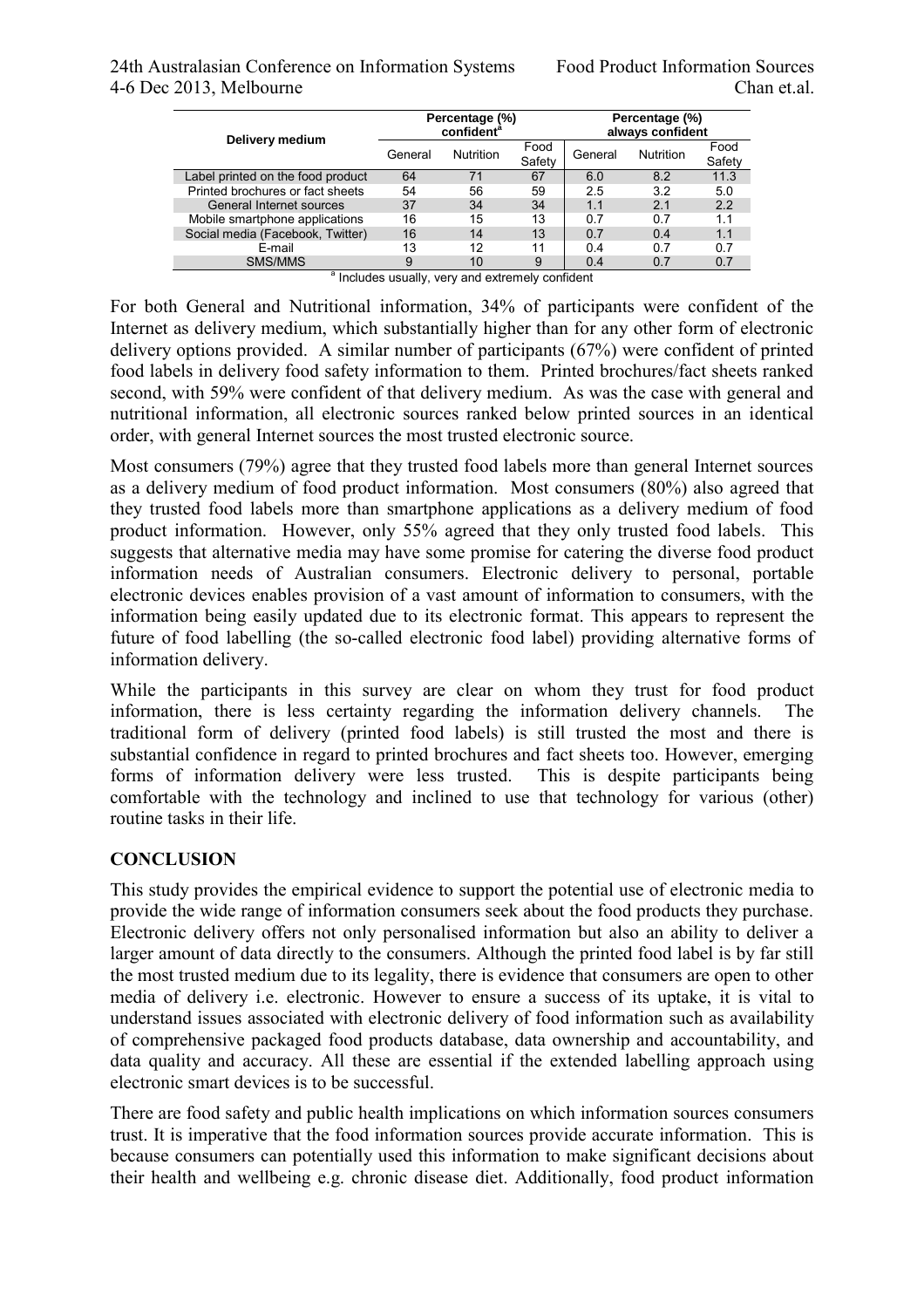| Delivery medium | Percentage (%) confident[a] | | | Percentage (%) always confident | | |
|---|---|---|---|---|---|---|
| | General | Nutrition | Food Safety | General | Nutrition | Food Safety |
| Label printed on the food product | 64 | 71 | 67 | 6.0 | 8.2 | 11.3 |
| Printed brochures or fact sheets | 54 | 56 | 59 | 2.5 | 3.2 | 5.0 |
| General Internet sources | 37 | 34 | 34 | 1.1 | 2.1 | 2.2 |
| Mobile smartphone applications | 16 | 15 | 13 | 0.7 | 0.7 | 1.1 |
| Social media (Facebook, Twitter) | 16 | 14 | 13 | 0.7 | 0.4 | 1.1 |
| E-mail | 13 | 12 | 11 | 0.4 | 0.7 | 0.7 |
| SMS/MMS | 9 | 10 | 9 | 0.4 | 0.7 | 0.7 |

[a] Includes usually, very and extremely confident

For both General and Nutritional information, 34% of participants were confident of the Internet as delivery medium, which substantially higher than for any other form of electronic delivery options provided. A similar number of participants (67%) were confident of printed food labels in delivery food safety information to them. Printed brochures/fact sheets ranked second, with 59% were confident of that delivery medium. As was the case with general and nutritional information, all electronic sources ranked below printed sources in an identical order, with general Internet sources the most trusted electronic source.

Most consumers (79%) agree that they trusted food labels more than general Internet sources as a delivery medium of food product information. Most consumers (80%) also agreed that they trusted food labels more than smartphone applications as a delivery medium of food product information. However, only 55% agreed that they only trusted food labels. This suggests that alternative media may have some promise for catering the diverse food product information needs of Australian consumers. Electronic delivery to personal, portable electronic devices enables provision of a vast amount of information to consumers, with the information being easily updated due to its electronic format. This appears to represent the future of food labelling (the so-called electronic food label) providing alternative forms of information delivery.

While the participants in this survey are clear on whom they trust for food product information, there is less certainty regarding the information delivery channels. The traditional form of delivery (printed food labels) is still trusted the most and there is substantial confidence in regard to printed brochures and fact sheets too. However, emerging forms of information delivery were less trusted. This is despite participants being comfortable with the technology and inclined to use that technology for various (other) routine tasks in their life.

## CONCLUSION

This study provides the empirical evidence to support the potential use of electronic media to provide the wide range of information consumers seek about the food products they purchase. Electronic delivery offers not only personalised information but also an ability to deliver a larger amount of data directly to the consumers. Although the printed food label is by far still the most trusted medium due to its legality, there is evidence that consumers are open to other media of delivery i.e. electronic. However to ensure a success of its uptake, it is vital to understand issues associated with electronic delivery of food information such as availability of comprehensive packaged food products database, data ownership and accountability, and data quality and accuracy. All these are essential if the extended labelling approach using electronic smart devices is to be successful.

There are food safety and public health implications on which information sources consumers trust. It is imperative that the food information sources provide accurate information. This is because consumers can potentially used this information to make significant decisions about their health and wellbeing e.g. chronic disease diet. Additionally, food product information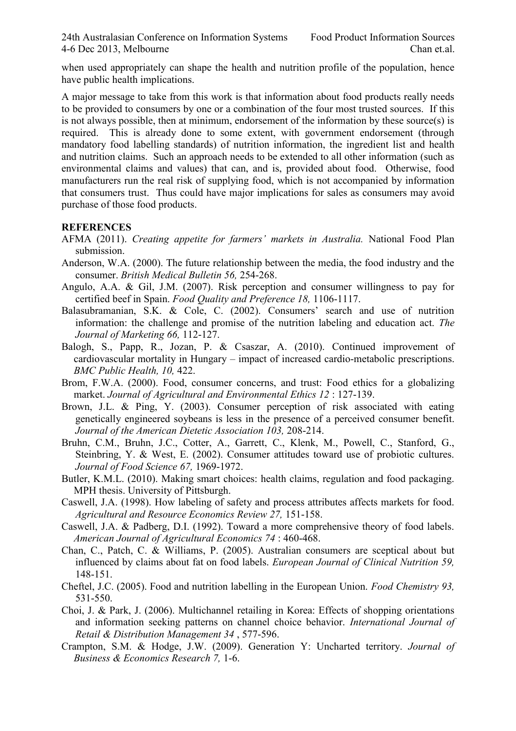when used appropriately can shape the health and nutrition profile of the population, hence have public health implications.

A major message to take from this work is that information about food products really needs to be provided to consumers by one or a combination of the four most trusted sources. If this is not always possible, then at minimum, endorsement of the information by these source(s) is required. This is already done to some extent, with government endorsement (through mandatory food labelling standards) of nutrition information, the ingredient list and health and nutrition claims. Such an approach needs to be extended to all other information (such as environmental claims and values) that can, and is, provided about food. Otherwise, food manufacturers run the real risk of supplying food, which is not accompanied by information that consumers trust. Thus could have major implications for sales as consumers may avoid purchase of those food products.

## REFERENCES

AFMA (2011). *Creating appetite for farmers' markets in Australia.* National Food Plan submission.

Anderson, W.A. (2000). The future relationship between the media, the food industry and the consumer. *British Medical Bulletin 56,* 254-268.

Angulo, A.A. & Gil, J.M. (2007). Risk perception and consumer willingness to pay for certified beef in Spain. *Food Quality and Preference 18,* 1106-1117.

Balasubramanian, S.K. & Cole, C. (2002). Consumers' search and use of nutrition information: the challenge and promise of the nutrition labeling and education act. *The Journal of Marketing 66,* 112-127.

Balogh, S., Papp, R., Jozan, P. & Csaszar, A. (2010). Continued improvement of cardiovascular mortality in Hungary – impact of increased cardio-metabolic prescriptions. *BMC Public Health, 10,* 422.

Brom, F.W.A. (2000). Food, consumer concerns, and trust: Food ethics for a globalizing market. *Journal of Agricultural and Environmental Ethics 12* : 127-139.

Brown, J.L. & Ping, Y. (2003). Consumer perception of risk associated with eating genetically engineered soybeans is less in the presence of a perceived consumer benefit. *Journal of the American Dietetic Association 103,* 208-214.

Bruhn, C.M., Bruhn, J.C., Cotter, A., Garrett, C., Klenk, M., Powell, C., Stanford, G., Steinbring, Y. & West, E. (2002). Consumer attitudes toward use of probiotic cultures. *Journal of Food Science 67,* 1969-1972.

Butler, K.M.L. (2010). Making smart choices: health claims, regulation and food packaging. MPH thesis. University of Pittsburgh.

Caswell, J.A. (1998). How labeling of safety and process attributes affects markets for food. *Agricultural and Resource Economics Review 27,* 151-158.

Caswell, J.A. & Padberg, D.I. (1992). Toward a more comprehensive theory of food labels. *American Journal of Agricultural Economics 74* : 460-468.

Chan, C., Patch, C. & Williams, P. (2005). Australian consumers are sceptical about but influenced by claims about fat on food labels. *European Journal of Clinical Nutrition 59,* 148-151.

Cheftel, J.C. (2005). Food and nutrition labelling in the European Union. *Food Chemistry 93,* 531-550.

Choi, J. & Park, J. (2006). Multichannel retailing in Korea: Effects of shopping orientations and information seeking patterns on channel choice behavior. *International Journal of Retail & Distribution Management 34* , 577-596.

Crampton, S.M. & Hodge, J.W. (2009). Generation Y: Uncharted territory. *Journal of Business & Economics Research 7,* 1-6.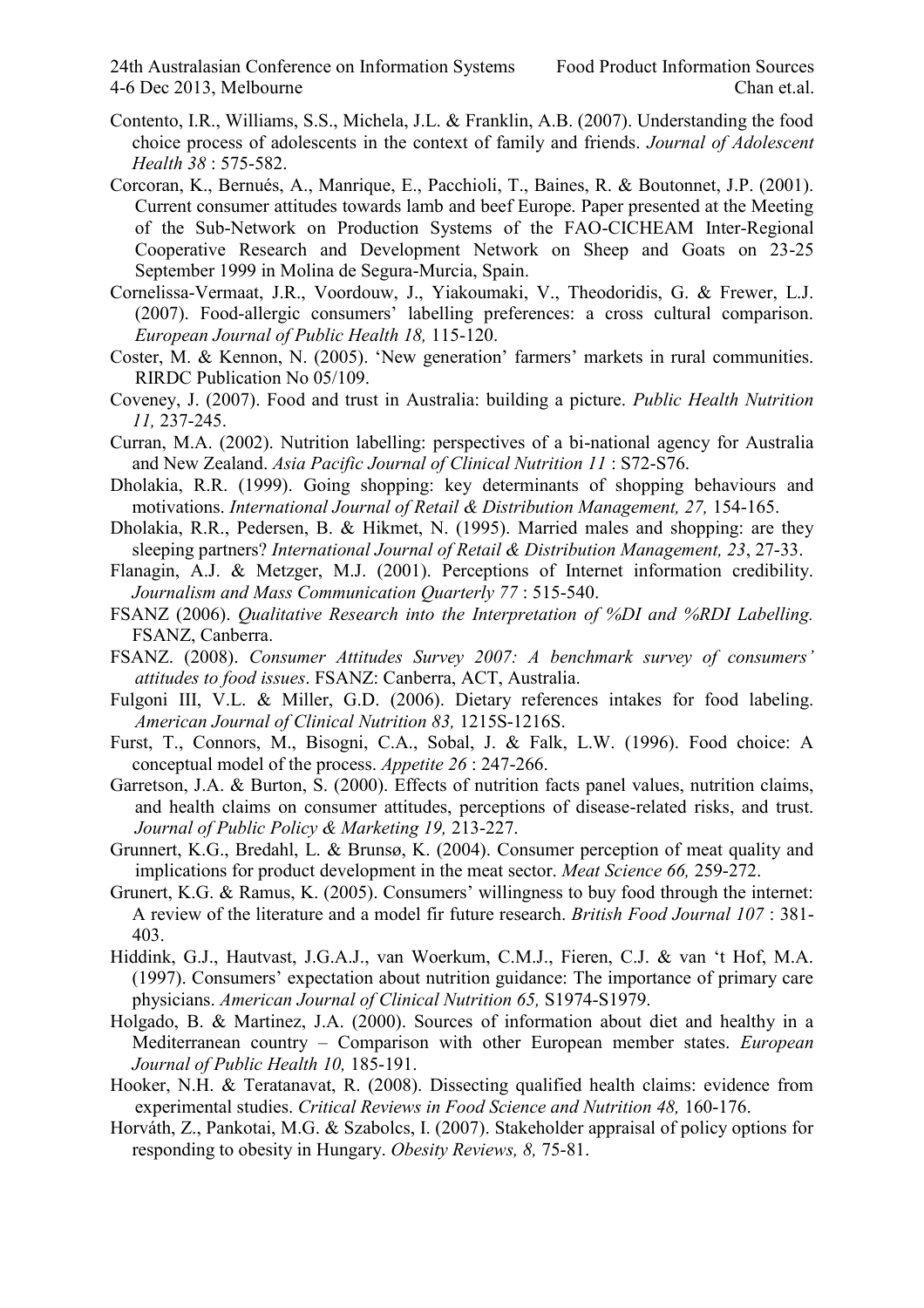Contento, I.R., Williams, S.S., Michela, J.L. & Franklin, A.B. (2007). Understanding the food choice process of adolescents in the context of family and friends. *Journal of Adolescent Health 38* : 575-582.

Corcoran, K., Bernués, A., Manrique, E., Pacchioli, T., Baines, R. & Boutonnet, J.P. (2001). Current consumer attitudes towards lamb and beef Europe. Paper presented at the Meeting of the Sub-Network on Production Systems of the FAO-CICHEAM Inter-Regional Cooperative Research and Development Network on Sheep and Goats on 23-25 September 1999 in Molina de Segura-Murcia, Spain.

Cornelissa-Vermaat, J.R., Voordouw, J., Yiakoumaki, V., Theodoridis, G. & Frewer, L.J. (2007). Food-allergic consumers' labelling preferences: a cross cultural comparison. *European Journal of Public Health 18,* 115-120.

Coster, M. & Kennon, N. (2005). 'New generation' farmers' markets in rural communities. RIRDC Publication No 05/109.

Coveney, J. (2007). Food and trust in Australia: building a picture. *Public Health Nutrition 11,* 237-245.

Curran, M.A. (2002). Nutrition labelling: perspectives of a bi-national agency for Australia and New Zealand. *Asia Pacific Journal of Clinical Nutrition 11* : S72-S76.

Dholakia, R.R. (1999). Going shopping: key determinants of shopping behaviours and motivations. *International Journal of Retail & Distribution Management, 27,* 154-165.

Dholakia, R.R., Pedersen, B. & Hikmet, N. (1995). Married males and shopping: are they sleeping partners? *International Journal of Retail & Distribution Management, 23*, 27-33.

Flanagin, A.J. & Metzger, M.J. (2001). Perceptions of Internet information credibility. *Journalism and Mass Communication Quarterly 77* : 515-540.

FSANZ (2006). *Qualitative Research into the Interpretation of %DI and %RDI Labelling.* FSANZ, Canberra.

FSANZ. (2008). *Consumer Attitudes Survey 2007: A benchmark survey of consumers' attitudes to food issues*. FSANZ: Canberra, ACT, Australia.

Fulgoni III, V.L. & Miller, G.D. (2006). Dietary references intakes for food labeling. *American Journal of Clinical Nutrition 83,* 1215S-1216S.

Furst, T., Connors, M., Bisogni, C.A., Sobal, J. & Falk, L.W. (1996). Food choice: A conceptual model of the process. *Appetite 26* : 247-266.

Garretson, J.A. & Burton, S. (2000). Effects of nutrition facts panel values, nutrition claims, and health claims on consumer attitudes, perceptions of disease-related risks, and trust. *Journal of Public Policy & Marketing 19,* 213-227.

Grunnert, K.G., Bredahl, L. & Brunsø, K. (2004). Consumer perception of meat quality and implications for product development in the meat sector. *Meat Science 66,* 259-272.

Grunert, K.G. & Ramus, K. (2005). Consumers' willingness to buy food through the internet: A review of the literature and a model fir future research. *British Food Journal 107* : 381-403.

Hiddink, G.J., Hautvast, J.G.A.J., van Woerkum, C.M.J., Fieren, C.J. & van 't Hof, M.A. (1997). Consumers' expectation about nutrition guidance: The importance of primary care physicians. *American Journal of Clinical Nutrition 65,* S1974-S1979.

Holgado, B. & Martinez, J.A. (2000). Sources of information about diet and healthy in a Mediterranean country – Comparison with other European member states. *European Journal of Public Health 10,* 185-191.

Hooker, N.H. & Teratanavat, R. (2008). Dissecting qualified health claims: evidence from experimental studies. *Critical Reviews in Food Science and Nutrition 48,* 160-176.

Horváth, Z., Pankotai, M.G. & Szabolcs, I. (2007). Stakeholder appraisal of policy options for responding to obesity in Hungary. *Obesity Reviews, 8,* 75-81.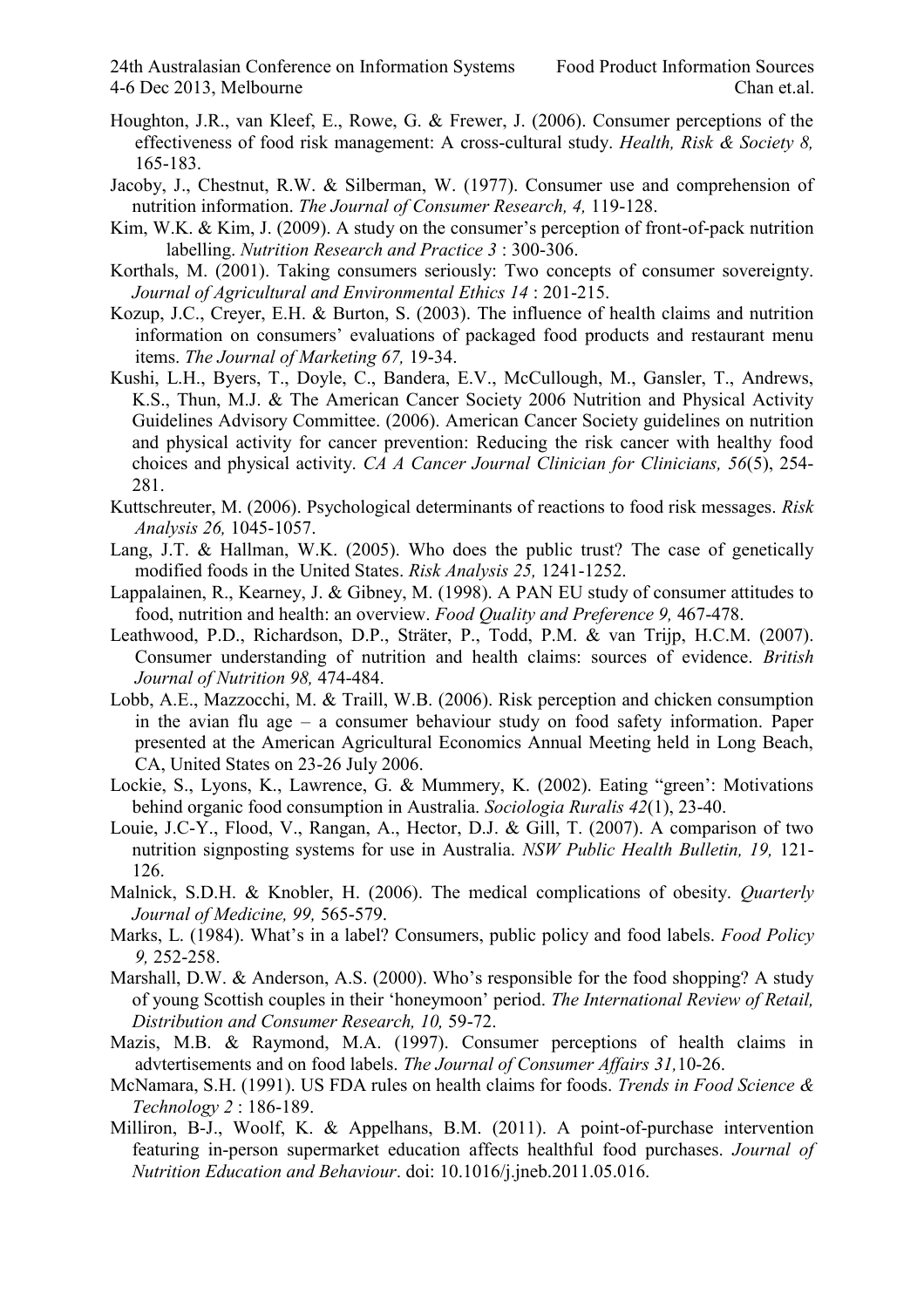Houghton, J.R., van Kleef, E., Rowe, G. & Frewer, J. (2006). Consumer perceptions of the effectiveness of food risk management: A cross-cultural study. *Health, Risk & Society 8,* 165-183.

Jacoby, J., Chestnut, R.W. & Silberman, W. (1977). Consumer use and comprehension of nutrition information. *The Journal of Consumer Research, 4,* 119-128.

Kim, W.K. & Kim, J. (2009). A study on the consumer's perception of front-of-pack nutrition labelling. *Nutrition Research and Practice 3* : 300-306.

Korthals, M. (2001). Taking consumers seriously: Two concepts of consumer sovereignty. *Journal of Agricultural and Environmental Ethics 14* : 201-215.

Kozup, J.C., Creyer, E.H. & Burton, S. (2003). The influence of health claims and nutrition information on consumers' evaluations of packaged food products and restaurant menu items. *The Journal of Marketing 67,* 19-34.

Kushi, L.H., Byers, T., Doyle, C., Bandera, E.V., McCullough, M., Gansler, T., Andrews, K.S., Thun, M.J. & The American Cancer Society 2006 Nutrition and Physical Activity Guidelines Advisory Committee. (2006). American Cancer Society guidelines on nutrition and physical activity for cancer prevention: Reducing the risk cancer with healthy food choices and physical activity. *CA A Cancer Journal Clinician for Clinicians, 56*(5), 254-281.

Kuttschreuter, M. (2006). Psychological determinants of reactions to food risk messages. *Risk Analysis 26,* 1045-1057.

Lang, J.T. & Hallman, W.K. (2005). Who does the public trust? The case of genetically modified foods in the United States. *Risk Analysis 25,* 1241-1252.

Lappalainen, R., Kearney, J. & Gibney, M. (1998). A PAN EU study of consumer attitudes to food, nutrition and health: an overview. *Food Quality and Preference 9,* 467-478.

Leathwood, P.D., Richardson, D.P., Sträter, P., Todd, P.M. & van Trijp, H.C.M. (2007). Consumer understanding of nutrition and health claims: sources of evidence. *British Journal of Nutrition 98,* 474-484.

Lobb, A.E., Mazzocchi, M. & Traill, W.B. (2006). Risk perception and chicken consumption in the avian flu age – a consumer behaviour study on food safety information. Paper presented at the American Agricultural Economics Annual Meeting held in Long Beach, CA, United States on 23-26 July 2006.

Lockie, S., Lyons, K., Lawrence, G. & Mummery, K. (2002). Eating "green': Motivations behind organic food consumption in Australia. *Sociologia Ruralis 42*(1), 23-40.

Louie, J.C-Y., Flood, V., Rangan, A., Hector, D.J. & Gill, T. (2007). A comparison of two nutrition signposting systems for use in Australia. *NSW Public Health Bulletin, 19,* 121-126.

Malnick, S.D.H. & Knobler, H. (2006). The medical complications of obesity. *Quarterly Journal of Medicine, 99,* 565-579.

Marks, L. (1984). What's in a label? Consumers, public policy and food labels. *Food Policy 9,* 252-258.

Marshall, D.W. & Anderson, A.S. (2000). Who's responsible for the food shopping? A study of young Scottish couples in their 'honeymoon' period. *The International Review of Retail, Distribution and Consumer Research, 10,* 59-72.

Mazis, M.B. & Raymond, M.A. (1997). Consumer perceptions of health claims in advtertisements and on food labels. *The Journal of Consumer Affairs 31,*10-26.

McNamara, S.H. (1991). US FDA rules on health claims for foods. *Trends in Food Science & Technology 2* : 186-189.

Milliron, B-J., Woolf, K. & Appelhans, B.M. (2011). A point-of-purchase intervention featuring in-person supermarket education affects healthful food purchases. *Journal of Nutrition Education and Behaviour*. doi: 10.1016/j.jneb.2011.05.016.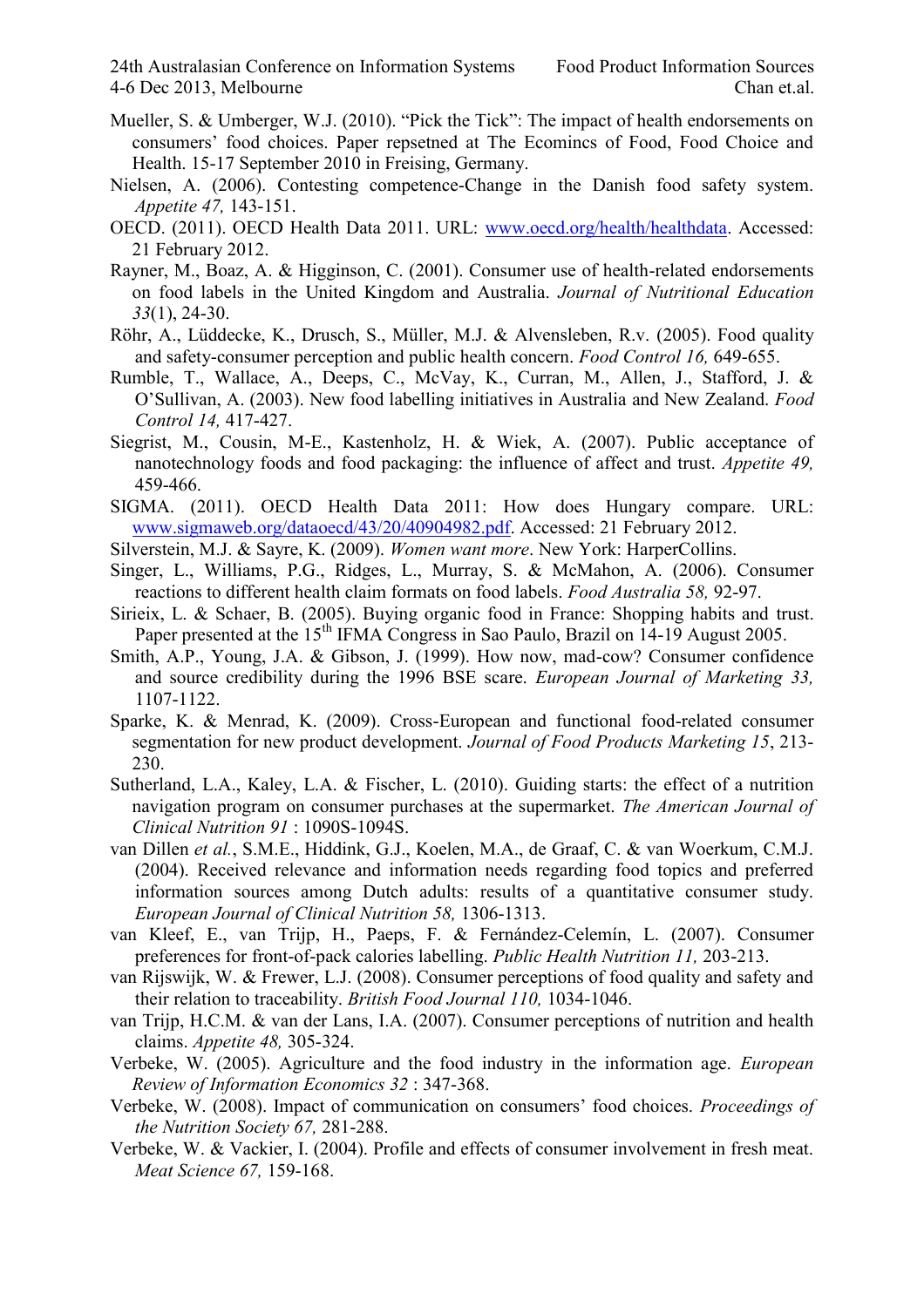Mueller, S. & Umberger, W.J. (2010). "Pick the Tick": The impact of health endorsements on consumers' food choices. Paper repsetned at The Ecomincs of Food, Food Choice and Health. 15-17 September 2010 in Freising, Germany.

Nielsen, A. (2006). Contesting competence-Change in the Danish food safety system. *Appetite 47,* 143-151.

OECD. (2011). OECD Health Data 2011. URL: www.oecd.org/health/healthdata. Accessed: 21 February 2012.

Rayner, M., Boaz, A. & Higginson, C. (2001). Consumer use of health-related endorsements on food labels in the United Kingdom and Australia. *Journal of Nutritional Education 33*(1), 24-30.

Röhr, A., Lüddecke, K., Drusch, S., Müller, M.J. & Alvensleben, R.v. (2005). Food quality and safety-consumer perception and public health concern. *Food Control 16,* 649-655.

Rumble, T., Wallace, A., Deeps, C., McVay, K., Curran, M., Allen, J., Stafford, J. & O'Sullivan, A. (2003). New food labelling initiatives in Australia and New Zealand. *Food Control 14,* 417-427.

Siegrist, M., Cousin, M-E., Kastenholz, H. & Wiek, A. (2007). Public acceptance of nanotechnology foods and food packaging: the influence of affect and trust. *Appetite 49,* 459-466.

SIGMA. (2011). OECD Health Data 2011: How does Hungary compare. URL: www.sigmaweb.org/dataoecd/43/20/40904982.pdf. Accessed: 21 February 2012.

Silverstein, M.J. & Sayre, K. (2009). *Women want more*. New York: HarperCollins.

Singer, L., Williams, P.G., Ridges, L., Murray, S. & McMahon, A. (2006). Consumer reactions to different health claim formats on food labels. *Food Australia 58,* 92-97.

Sirieix, L. & Schaer, B. (2005). Buying organic food in France: Shopping habits and trust. Paper presented at the 15th IFMA Congress in Sao Paulo, Brazil on 14-19 August 2005.

Smith, A.P., Young, J.A. & Gibson, J. (1999). How now, mad-cow? Consumer confidence and source credibility during the 1996 BSE scare. *European Journal of Marketing 33,* 1107-1122.

Sparke, K. & Menrad, K. (2009). Cross-European and functional food-related consumer segmentation for new product development. *Journal of Food Products Marketing 15*, 213-230.

Sutherland, L.A., Kaley, L.A. & Fischer, L. (2010). Guiding starts: the effect of a nutrition navigation program on consumer purchases at the supermarket. *The American Journal of Clinical Nutrition 91* : 1090S-1094S.

van Dillen *et al.*, S.M.E., Hiddink, G.J., Koelen, M.A., de Graaf, C. & van Woerkum, C.M.J. (2004). Received relevance and information needs regarding food topics and preferred information sources among Dutch adults: results of a quantitative consumer study. *European Journal of Clinical Nutrition 58,* 1306-1313.

van Kleef, E., van Trijp, H., Paeps, F. & Fernández-Celemín, L. (2007). Consumer preferences for front-of-pack calories labelling. *Public Health Nutrition 11,* 203-213.

van Rijswijk, W. & Frewer, L.J. (2008). Consumer perceptions of food quality and safety and their relation to traceability. *British Food Journal 110,* 1034-1046.

van Trijp, H.C.M. & van der Lans, I.A. (2007). Consumer perceptions of nutrition and health claims. *Appetite 48,* 305-324.

Verbeke, W. (2005). Agriculture and the food industry in the information age. *European Review of Information Economics 32* : 347-368.

Verbeke, W. (2008). Impact of communication on consumers' food choices. *Proceedings of the Nutrition Society 67,* 281-288.

Verbeke, W. & Vackier, I. (2004). Profile and effects of consumer involvement in fresh meat. *Meat Science 67,* 159-168.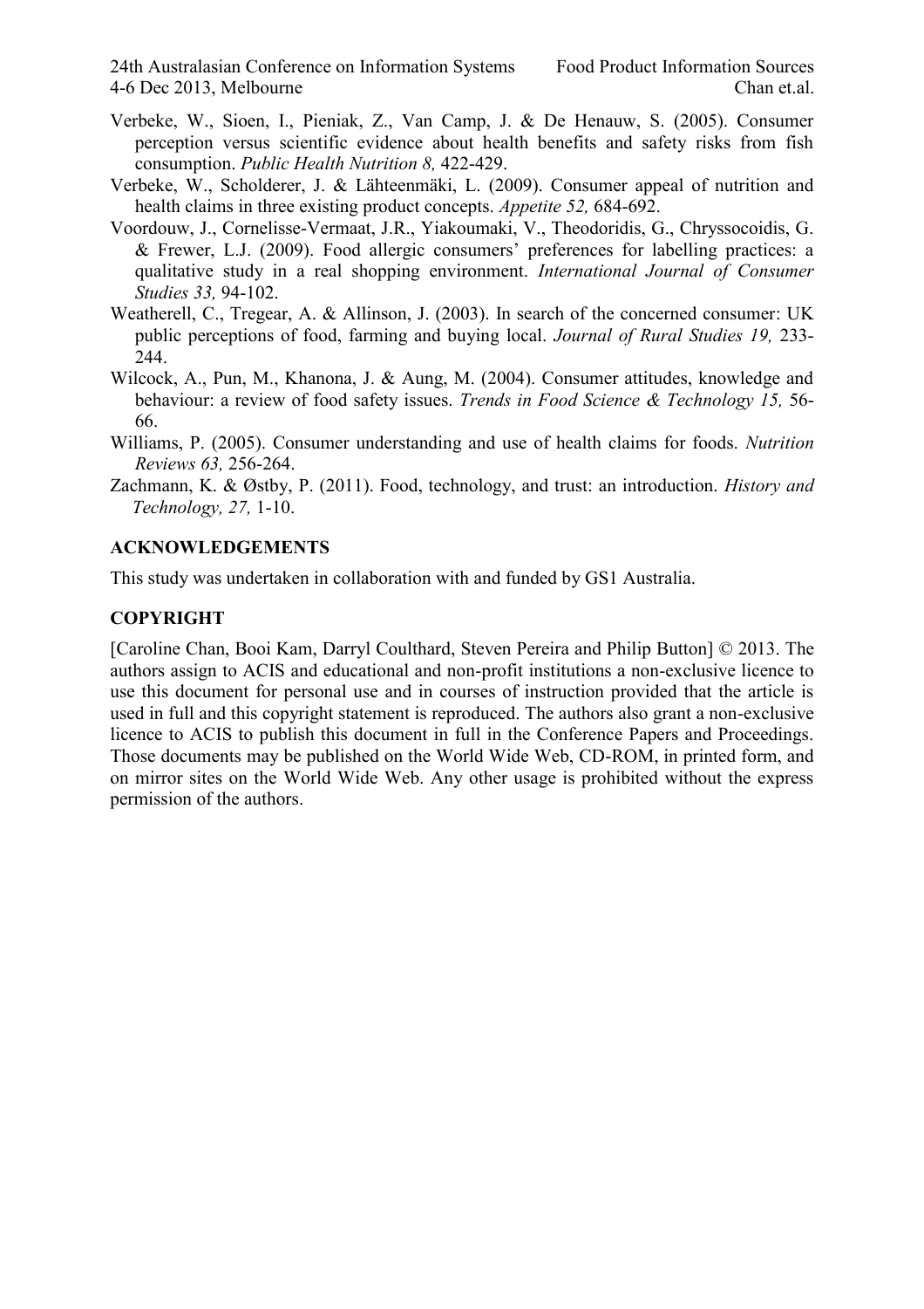Verbeke, W., Sioen, I., Pieniak, Z., Van Camp, J. & De Henauw, S. (2005). Consumer perception versus scientific evidence about health benefits and safety risks from fish consumption. *Public Health Nutrition 8,* 422-429.

Verbeke, W., Scholderer, J. & Lähteenmäki, L. (2009). Consumer appeal of nutrition and health claims in three existing product concepts. *Appetite 52,* 684-692.

Voordouw, J., Cornelisse-Vermaat, J.R., Yiakoumaki, V., Theodoridis, G., Chryssocoidis, G. & Frewer, L.J. (2009). Food allergic consumers' preferences for labelling practices: a qualitative study in a real shopping environment. *International Journal of Consumer Studies 33,* 94-102.

Weatherell, C., Tregear, A. & Allinson, J. (2003). In search of the concerned consumer: UK public perceptions of food, farming and buying local. *Journal of Rural Studies 19,* 233-244.

Wilcock, A., Pun, M., Khanona, J. & Aung, M. (2004). Consumer attitudes, knowledge and behaviour: a review of food safety issues. *Trends in Food Science & Technology 15,* 56-66.

Williams, P. (2005). Consumer understanding and use of health claims for foods. *Nutrition Reviews 63,* 256-264.

Zachmann, K. & Østby, P. (2011). Food, technology, and trust: an introduction. *History and Technology, 27,* 1-10.

## ACKNOWLEDGEMENTS

This study was undertaken in collaboration with and funded by GS1 Australia.

## COPYRIGHT

[Caroline Chan, Booi Kam, Darryl Coulthard, Steven Pereira and Philip Button] © 2013. The authors assign to ACIS and educational and non-profit institutions a non-exclusive licence to use this document for personal use and in courses of instruction provided that the article is used in full and this copyright statement is reproduced. The authors also grant a non-exclusive licence to ACIS to publish this document in full in the Conference Papers and Proceedings. Those documents may be published on the World Wide Web, CD-ROM, in printed form, and on mirror sites on the World Wide Web. Any other usage is prohibited without the express permission of the authors.